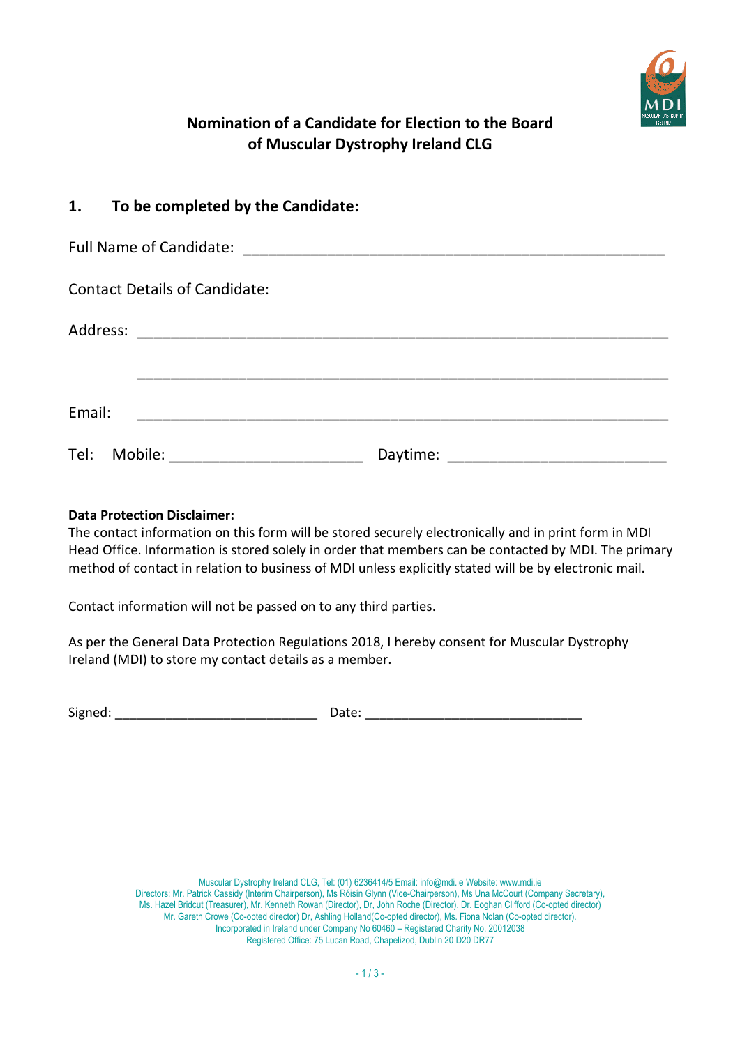# Nomination of a Candidate for Election to the Board of Muscular Dystrophy Ireland CLG

## 1. To be completed by the Candidate:

Full Name of Candidate: ___________________________________________________

Contact Details of Candidate:

Address: _________________________________________________________________

_________________________________________________________________

Email: _________________________________________________________________

Tel: Mobile: _______________________ Daytime: __________________________

**Data Protection Disclaimer:**
The contact information on this form will be stored securely electronically and in print form in MDI Head Office. Information is stored solely in order that members can be contacted by MDI. The primary method of contact in relation to business of MDI unless explicitly stated will be by electronic mail.

Contact information will not be passed on to any third parties.

As per the General Data Protection Regulations 2018, I hereby consent for Muscular Dystrophy Ireland (MDI) to store my contact details as a member.

Signed: ____________________________ Date: ______________________________

Muscular Dystrophy Ireland CLG, Tel: (01) 6236414/5 Email: info@mdi.ie Website: www.mdi.ie
Directors: Mr. Patrick Cassidy (Interim Chairperson), Ms Róisín Glynn (Vice-Chairperson), Ms Una McCourt (Company Secretary), Ms. Hazel Bridcut (Treasurer), Mr. Kenneth Rowan (Director), Dr, John Roche (Director), Dr. Eoghan Clifford (Co-opted director) Mr. Gareth Crowe (Co-opted director) Dr, Ashling Holland(Co-opted director), Ms. Fiona Nolan (Co-opted director).
Incorporated in Ireland under Company No 60460 – Registered Charity No. 20012038
Registered Office: 75 Lucan Road, Chapelizod, Dublin 20 D20 DR77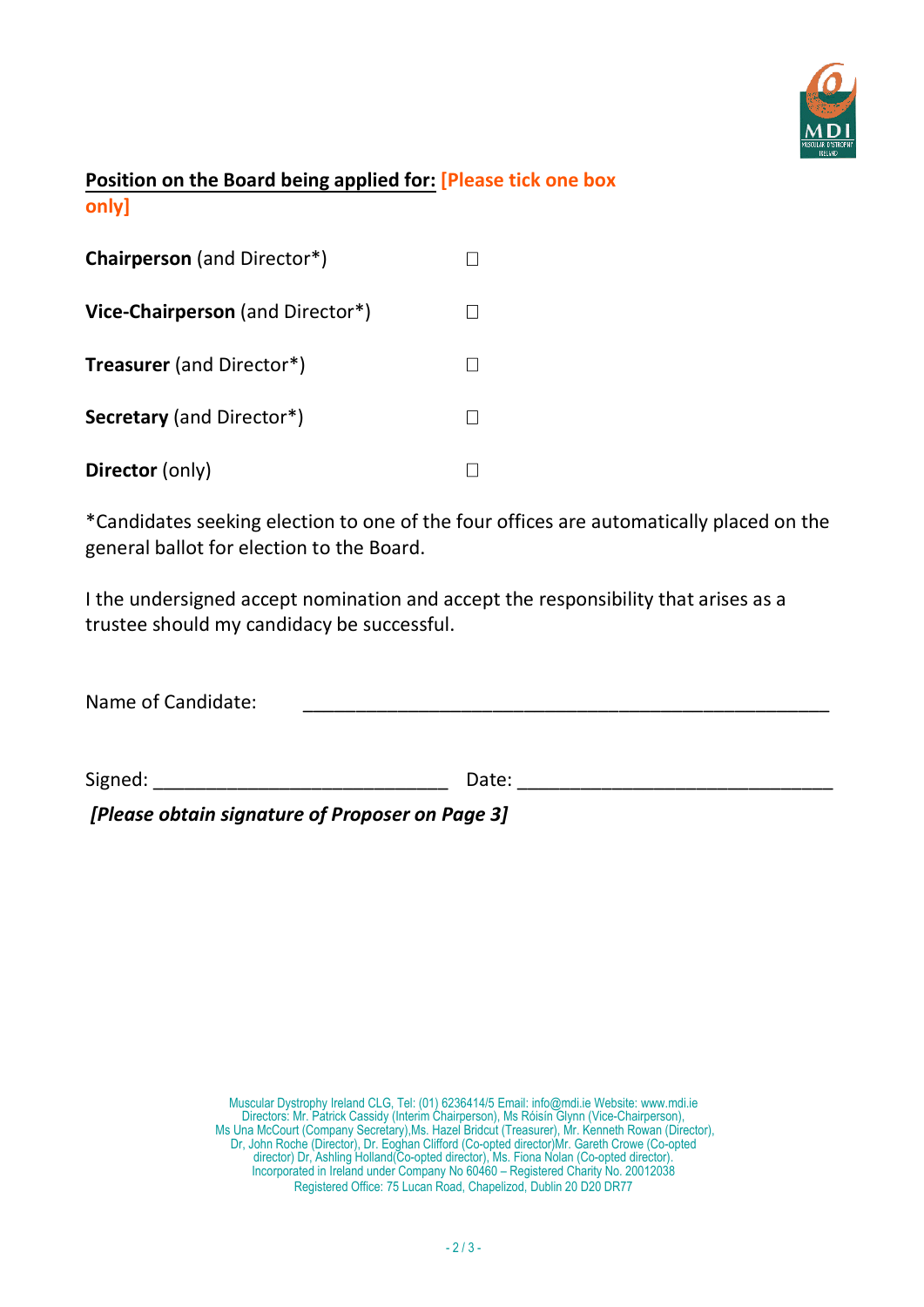**Position on the Board being applied for:** **[Please tick one box only]**

**Chairperson** (and Director*) ☐

**Vice-Chairperson** (and Director*) ☐

**Treasurer** (and Director*) ☐

**Secretary** (and Director*) ☐

**Director** (only) ☐

*Candidates seeking election to one of the four offices are automatically placed on the general ballot for election to the Board.

I the undersigned accept nomination and accept the responsibility that arises as a trustee should my candidacy be successful.

Name of Candidate: ________________________________________________

Signed: ___________________________ Date: _____________________________

***[Please obtain signature of Proposer on Page 3]***

Muscular Dystrophy Ireland CLG, Tel: (01) 6236414/5 Email: info@mdi.ie Website: www.mdi.ie
Directors: Mr. Patrick Cassidy (Interim Chairperson), Ms Róisín Glynn (Vice-Chairperson), Ms Una McCourt (Company Secretary),Ms. Hazel Bridcut (Treasurer), Mr. Kenneth Rowan (Director), Dr, John Roche (Director), Dr. Eoghan Clifford (Co-opted director)Mr. Gareth Crowe (Co-opted director) Dr, Ashling Holland(Co-opted director), Ms. Fiona Nolan (Co-opted director).
Incorporated in Ireland under Company No 60460 – Registered Charity No. 20012038
Registered Office: 75 Lucan Road, Chapelizod, Dublin 20 D20 DR77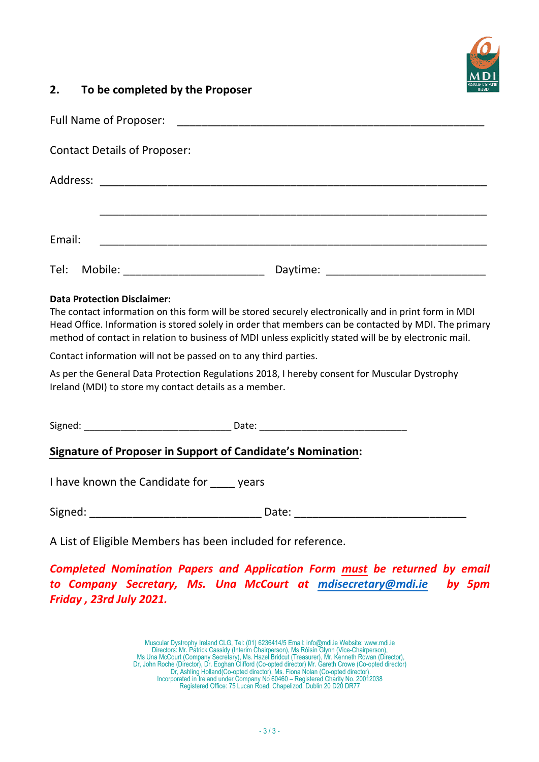## 2. To be completed by the Proposer

Full Name of Proposer: ___________________________________________________

Contact Details of Proposer:

Address: ________________________________________________________________

________________________________________________________________

Email: ________________________________________________________________

Tel: Mobile: _______________________ Daytime: __________________________

**Data Protection Disclaimer:**
The contact information on this form will be stored securely electronically and in print form in MDI Head Office. Information is stored solely in order that members can be contacted by MDI. The primary method of contact in relation to business of MDI unless explicitly stated will be by electronic mail.

Contact information will not be passed on to any third parties.

As per the General Data Protection Regulations 2018, I hereby consent for Muscular Dystrophy Ireland (MDI) to store my contact details as a member.

Signed: ____________________________ Date: ___________________________

**Signature of Proposer in Support of Candidate's Nomination:**

I have known the Candidate for ____ years

Signed: ____________________________ Date: ____________________________

A List of Eligible Members has been included for reference.

***Completed Nomination Papers and Application Form must be returned by email to Company Secretary, Ms. Una McCourt at mdisecretary@mdi.ie by 5pm Friday , 23rd July 2021.***

Muscular Dystrophy Ireland CLG, Tel: (01) 6236414/5 Email: info@mdi.ie Website: www.mdi.ie
Directors: Mr. Patrick Cassidy (Interim Chairperson), Ms Róisín Glynn (Vice-Chairperson),
Ms Una McCourt (Company Secretary), Ms. Hazel Bridcut (Treasurer), Mr. Kenneth Rowan (Director),
Dr, John Roche (Director), Dr. Eoghan Clifford (Co-opted director) Mr. Gareth Crowe (Co-opted director)
Dr, Ashling Holland(Co-opted director), Ms. Fiona Nolan (Co-opted director).
Incorporated in Ireland under Company No 60460 – Registered Charity No. 20012038
Registered Office: 75 Lucan Road, Chapelizod, Dublin 20 D20 DR77